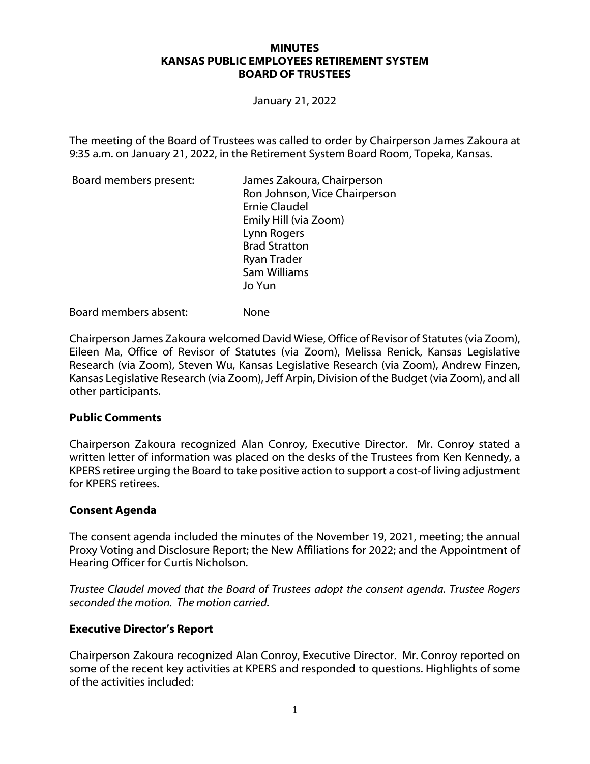**MINUTES**
**KANSAS PUBLIC EMPLOYEES RETIREMENT SYSTEM**
**BOARD OF TRUSTEES**

January 21, 2022

The meeting of the Board of Trustees was called to order by Chairperson James Zakoura at 9:35 a.m. on January 21, 2022, in the Retirement System Board Room, Topeka, Kansas.

Board members present:
- James Zakoura, Chairperson
- Ron Johnson, Vice Chairperson
- Ernie Claudel
- Emily Hill (via Zoom)
- Lynn Rogers
- Brad Stratton
- Ryan Trader
- Sam Williams
- Jo Yun

Board members absent: None

Chairperson James Zakoura welcomed David Wiese, Office of Revisor of Statutes (via Zoom), Eileen Ma, Office of Revisor of Statutes (via Zoom), Melissa Renick, Kansas Legislative Research (via Zoom), Steven Wu, Kansas Legislative Research (via Zoom), Andrew Finzen, Kansas Legislative Research (via Zoom), Jeff Arpin, Division of the Budget (via Zoom), and all other participants.

## Public Comments

Chairperson Zakoura recognized Alan Conroy, Executive Director. Mr. Conroy stated a written letter of information was placed on the desks of the Trustees from Ken Kennedy, a KPERS retiree urging the Board to take positive action to support a cost-of living adjustment for KPERS retirees.

## Consent Agenda

The consent agenda included the minutes of the November 19, 2021, meeting; the annual Proxy Voting and Disclosure Report; the New Affiliations for 2022; and the Appointment of Hearing Officer for Curtis Nicholson.

*Trustee Claudel moved that the Board of Trustees adopt the consent agenda. Trustee Rogers seconded the motion. The motion carried.*

## Executive Director's Report

Chairperson Zakoura recognized Alan Conroy, Executive Director. Mr. Conroy reported on some of the recent key activities at KPERS and responded to questions. Highlights of some of the activities included: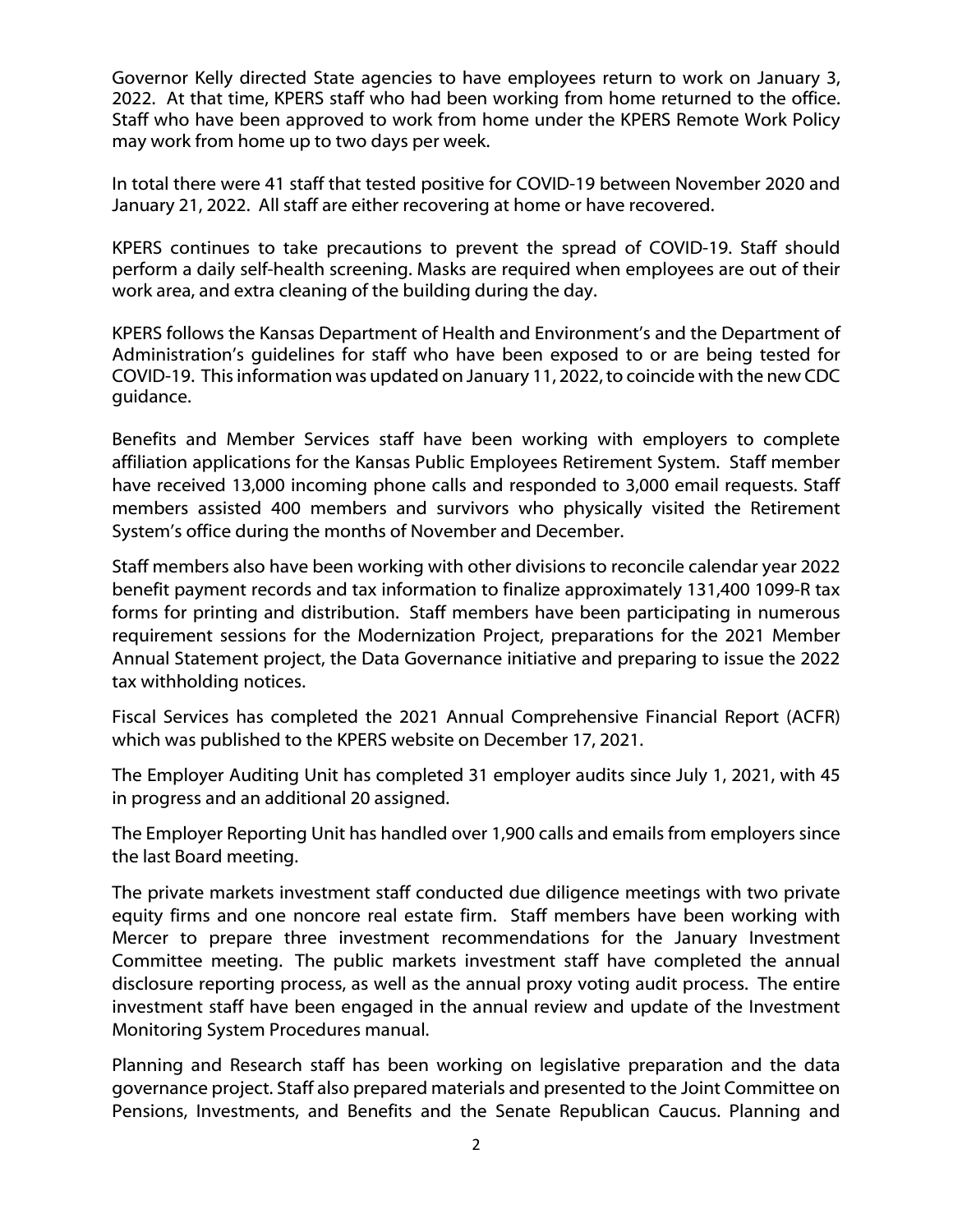Governor Kelly directed State agencies to have employees return to work on January 3, 2022. At that time, KPERS staff who had been working from home returned to the office. Staff who have been approved to work from home under the KPERS Remote Work Policy may work from home up to two days per week.

In total there were 41 staff that tested positive for COVID-19 between November 2020 and January 21, 2022. All staff are either recovering at home or have recovered.

KPERS continues to take precautions to prevent the spread of COVID-19. Staff should perform a daily self-health screening. Masks are required when employees are out of their work area, and extra cleaning of the building during the day.

KPERS follows the Kansas Department of Health and Environment's and the Department of Administration's guidelines for staff who have been exposed to or are being tested for COVID-19. This information was updated on January 11, 2022, to coincide with the new CDC guidance.

Benefits and Member Services staff have been working with employers to complete affiliation applications for the Kansas Public Employees Retirement System. Staff member have received 13,000 incoming phone calls and responded to 3,000 email requests. Staff members assisted 400 members and survivors who physically visited the Retirement System's office during the months of November and December.

Staff members also have been working with other divisions to reconcile calendar year 2022 benefit payment records and tax information to finalize approximately 131,400 1099-R tax forms for printing and distribution. Staff members have been participating in numerous requirement sessions for the Modernization Project, preparations for the 2021 Member Annual Statement project, the Data Governance initiative and preparing to issue the 2022 tax withholding notices.

Fiscal Services has completed the 2021 Annual Comprehensive Financial Report (ACFR) which was published to the KPERS website on December 17, 2021.

The Employer Auditing Unit has completed 31 employer audits since July 1, 2021, with 45 in progress and an additional 20 assigned.

The Employer Reporting Unit has handled over 1,900 calls and emails from employers since the last Board meeting.

The private markets investment staff conducted due diligence meetings with two private equity firms and one noncore real estate firm. Staff members have been working with Mercer to prepare three investment recommendations for the January Investment Committee meeting. The public markets investment staff have completed the annual disclosure reporting process, as well as the annual proxy voting audit process. The entire investment staff have been engaged in the annual review and update of the Investment Monitoring System Procedures manual.

Planning and Research staff has been working on legislative preparation and the data governance project. Staff also prepared materials and presented to the Joint Committee on Pensions, Investments, and Benefits and the Senate Republican Caucus. Planning and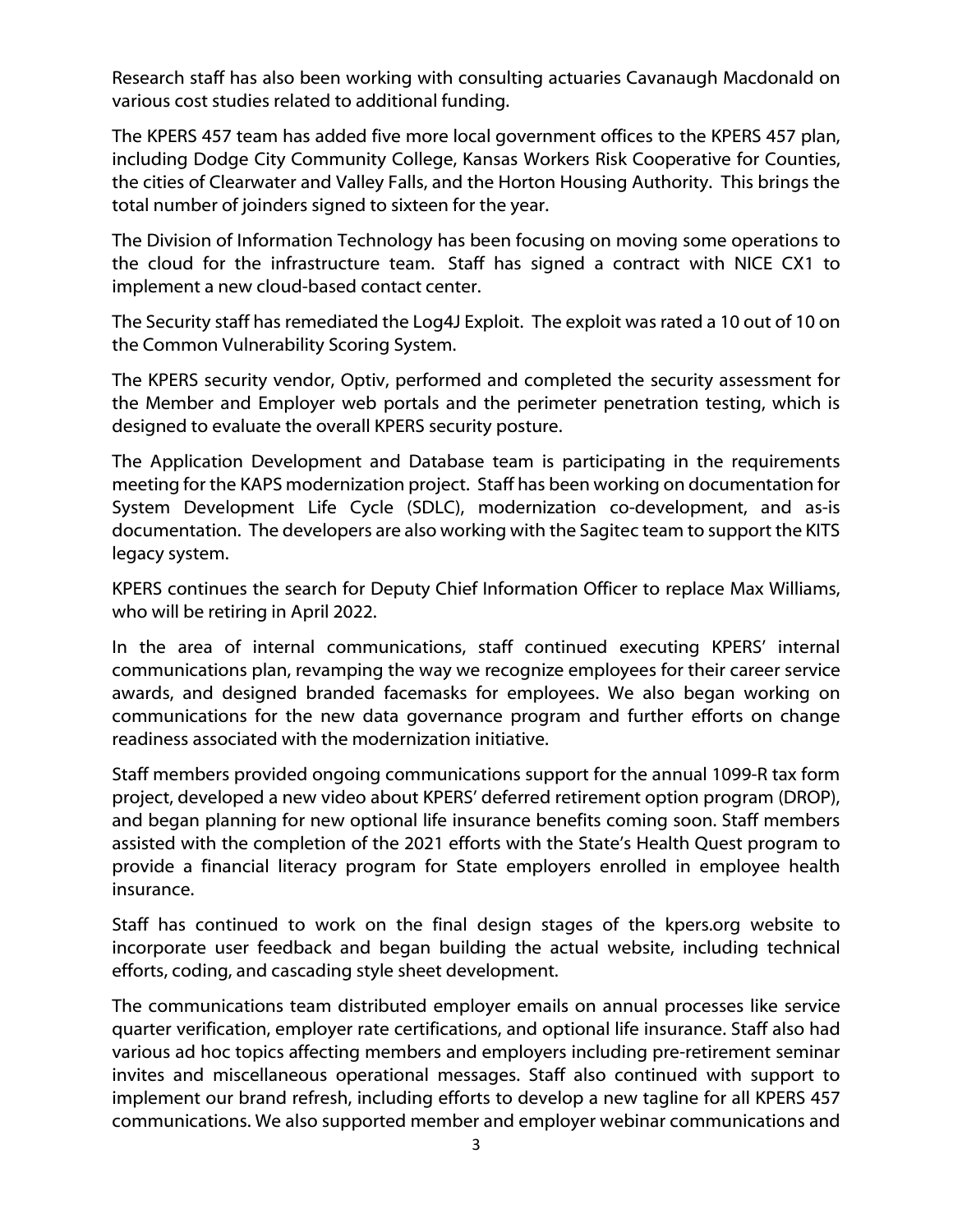Research staff has also been working with consulting actuaries Cavanaugh Macdonald on various cost studies related to additional funding.

The KPERS 457 team has added five more local government offices to the KPERS 457 plan, including Dodge City Community College, Kansas Workers Risk Cooperative for Counties, the cities of Clearwater and Valley Falls, and the Horton Housing Authority. This brings the total number of joinders signed to sixteen for the year.

The Division of Information Technology has been focusing on moving some operations to the cloud for the infrastructure team. Staff has signed a contract with NICE CX1 to implement a new cloud-based contact center.

The Security staff has remediated the Log4J Exploit. The exploit was rated a 10 out of 10 on the Common Vulnerability Scoring System.

The KPERS security vendor, Optiv, performed and completed the security assessment for the Member and Employer web portals and the perimeter penetration testing, which is designed to evaluate the overall KPERS security posture.

The Application Development and Database team is participating in the requirements meeting for the KAPS modernization project. Staff has been working on documentation for System Development Life Cycle (SDLC), modernization co-development, and as-is documentation. The developers are also working with the Sagitec team to support the KITS legacy system.

KPERS continues the search for Deputy Chief Information Officer to replace Max Williams, who will be retiring in April 2022.

In the area of internal communications, staff continued executing KPERS' internal communications plan, revamping the way we recognize employees for their career service awards, and designed branded facemasks for employees. We also began working on communications for the new data governance program and further efforts on change readiness associated with the modernization initiative.

Staff members provided ongoing communications support for the annual 1099-R tax form project, developed a new video about KPERS' deferred retirement option program (DROP), and began planning for new optional life insurance benefits coming soon. Staff members assisted with the completion of the 2021 efforts with the State's Health Quest program to provide a financial literacy program for State employers enrolled in employee health insurance.

Staff has continued to work on the final design stages of the kpers.org website to incorporate user feedback and began building the actual website, including technical efforts, coding, and cascading style sheet development.

The communications team distributed employer emails on annual processes like service quarter verification, employer rate certifications, and optional life insurance. Staff also had various ad hoc topics affecting members and employers including pre-retirement seminar invites and miscellaneous operational messages. Staff also continued with support to implement our brand refresh, including efforts to develop a new tagline for all KPERS 457 communications. We also supported member and employer webinar communications and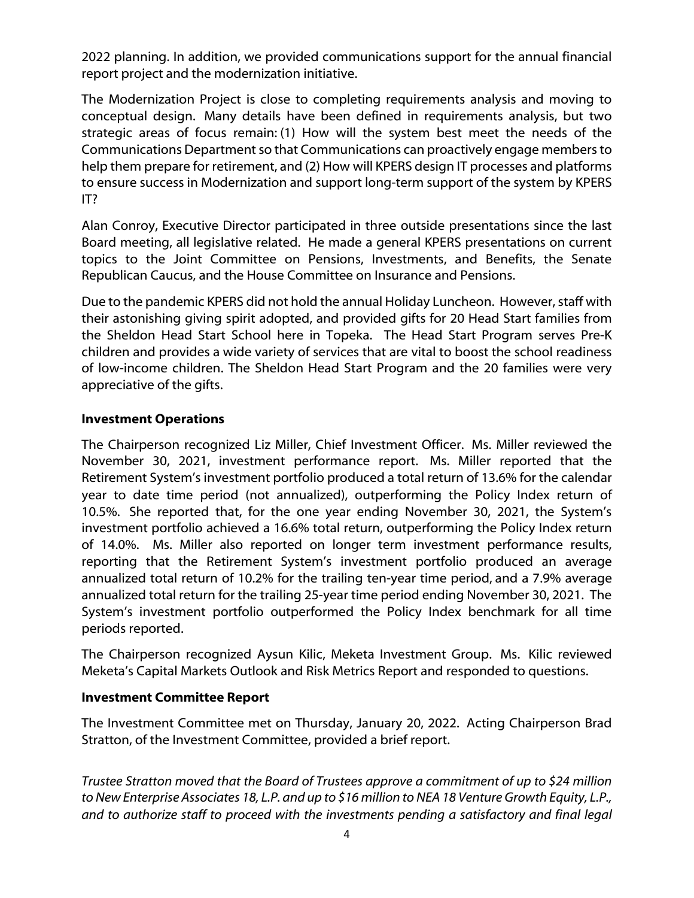2022 planning. In addition, we provided communications support for the annual financial report project and the modernization initiative.

The Modernization Project is close to completing requirements analysis and moving to conceptual design. Many details have been defined in requirements analysis, but two strategic areas of focus remain: (1) How will the system best meet the needs of the Communications Department so that Communications can proactively engage members to help them prepare for retirement, and (2) How will KPERS design IT processes and platforms to ensure success in Modernization and support long-term support of the system by KPERS IT?

Alan Conroy, Executive Director participated in three outside presentations since the last Board meeting, all legislative related. He made a general KPERS presentations on current topics to the Joint Committee on Pensions, Investments, and Benefits, the Senate Republican Caucus, and the House Committee on Insurance and Pensions.

Due to the pandemic KPERS did not hold the annual Holiday Luncheon. However, staff with their astonishing giving spirit adopted, and provided gifts for 20 Head Start families from the Sheldon Head Start School here in Topeka. The Head Start Program serves Pre-K children and provides a wide variety of services that are vital to boost the school readiness of low-income children. The Sheldon Head Start Program and the 20 families were very appreciative of the gifts.

**Investment Operations**

The Chairperson recognized Liz Miller, Chief Investment Officer. Ms. Miller reviewed the November 30, 2021, investment performance report. Ms. Miller reported that the Retirement System's investment portfolio produced a total return of 13.6% for the calendar year to date time period (not annualized), outperforming the Policy Index return of 10.5%. She reported that, for the one year ending November 30, 2021, the System's investment portfolio achieved a 16.6% total return, outperforming the Policy Index return of 14.0%. Ms. Miller also reported on longer term investment performance results, reporting that the Retirement System's investment portfolio produced an average annualized total return of 10.2% for the trailing ten-year time period, and a 7.9% average annualized total return for the trailing 25-year time period ending November 30, 2021. The System's investment portfolio outperformed the Policy Index benchmark for all time periods reported.

The Chairperson recognized Aysun Kilic, Meketa Investment Group. Ms. Kilic reviewed Meketa's Capital Markets Outlook and Risk Metrics Report and responded to questions.

**Investment Committee Report**

The Investment Committee met on Thursday, January 20, 2022. Acting Chairperson Brad Stratton, of the Investment Committee, provided a brief report.

*Trustee Stratton moved that the Board of Trustees approve a commitment of up to $24 million to New Enterprise Associates 18, L.P. and up to $16 million to NEA 18 Venture Growth Equity, L.P., and to authorize staff to proceed with the investments pending a satisfactory and final legal*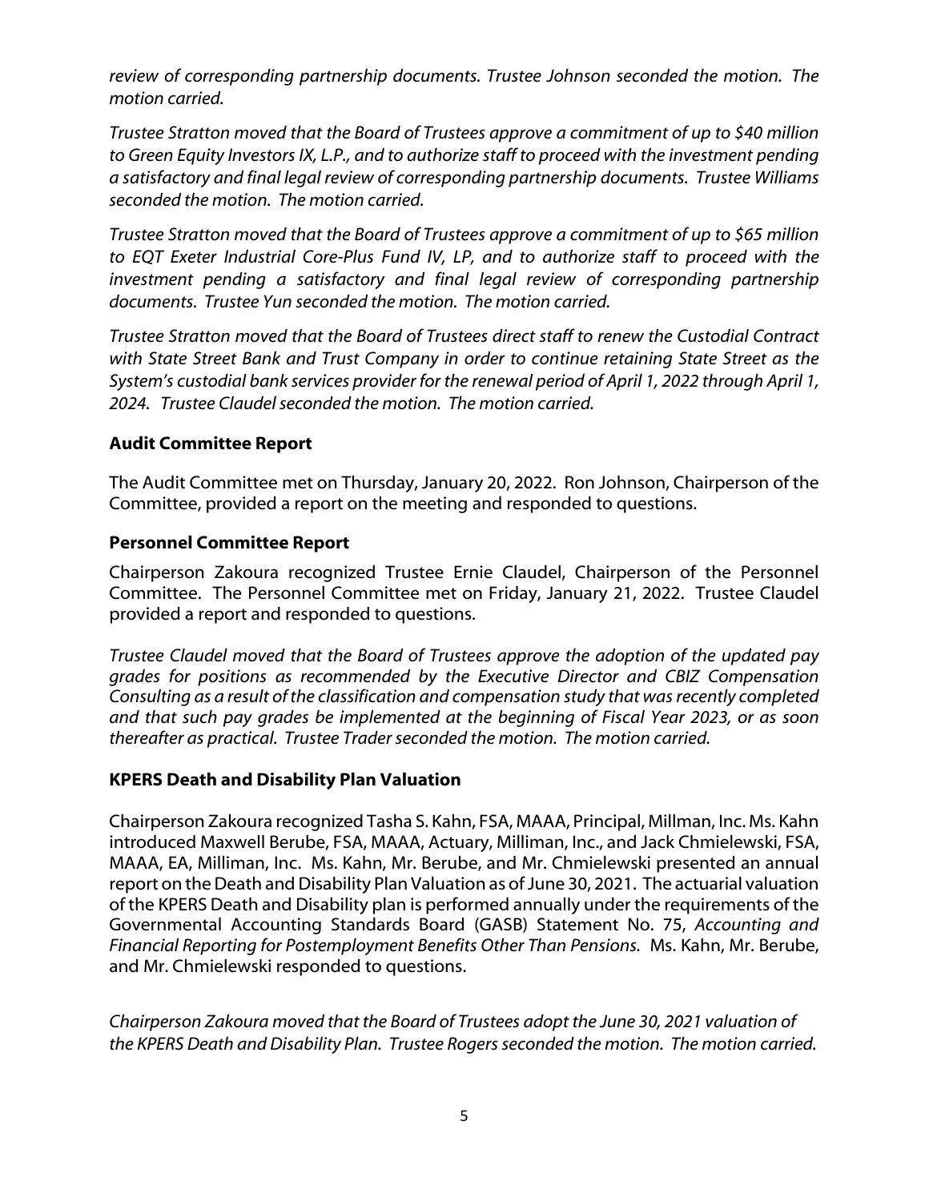*review of corresponding partnership documents. Trustee Johnson seconded the motion. The motion carried.*

*Trustee Stratton moved that the Board of Trustees approve a commitment of up to $40 million to Green Equity Investors IX, L.P., and to authorize staff to proceed with the investment pending a satisfactory and final legal review of corresponding partnership documents. Trustee Williams seconded the motion. The motion carried.*

*Trustee Stratton moved that the Board of Trustees approve a commitment of up to $65 million to EQT Exeter Industrial Core-Plus Fund IV, LP, and to authorize staff to proceed with the investment pending a satisfactory and final legal review of corresponding partnership documents. Trustee Yun seconded the motion. The motion carried.*

*Trustee Stratton moved that the Board of Trustees direct staff to renew the Custodial Contract with State Street Bank and Trust Company in order to continue retaining State Street as the System's custodial bank services provider for the renewal period of April 1, 2022 through April 1, 2024. Trustee Claudel seconded the motion. The motion carried.*

**Audit Committee Report**

The Audit Committee met on Thursday, January 20, 2022. Ron Johnson, Chairperson of the Committee, provided a report on the meeting and responded to questions.

**Personnel Committee Report**

Chairperson Zakoura recognized Trustee Ernie Claudel, Chairperson of the Personnel Committee. The Personnel Committee met on Friday, January 21, 2022. Trustee Claudel provided a report and responded to questions.

*Trustee Claudel moved that the Board of Trustees approve the adoption of the updated pay grades for positions as recommended by the Executive Director and CBIZ Compensation Consulting as a result of the classification and compensation study that was recently completed and that such pay grades be implemented at the beginning of Fiscal Year 2023, or as soon thereafter as practical. Trustee Trader seconded the motion. The motion carried.*

**KPERS Death and Disability Plan Valuation**

Chairperson Zakoura recognized Tasha S. Kahn, FSA, MAAA, Principal, Millman, Inc. Ms. Kahn introduced Maxwell Berube, FSA, MAAA, Actuary, Milliman, Inc., and Jack Chmielewski, FSA, MAAA, EA, Milliman, Inc. Ms. Kahn, Mr. Berube, and Mr. Chmielewski presented an annual report on the Death and Disability Plan Valuation as of June 30, 2021. The actuarial valuation of the KPERS Death and Disability plan is performed annually under the requirements of the Governmental Accounting Standards Board (GASB) Statement No. 75, *Accounting and Financial Reporting for Postemployment Benefits Other Than Pensions.* Ms. Kahn, Mr. Berube, and Mr. Chmielewski responded to questions.

*Chairperson Zakoura moved that the Board of Trustees adopt the June 30, 2021 valuation of the KPERS Death and Disability Plan. Trustee Rogers seconded the motion. The motion carried.*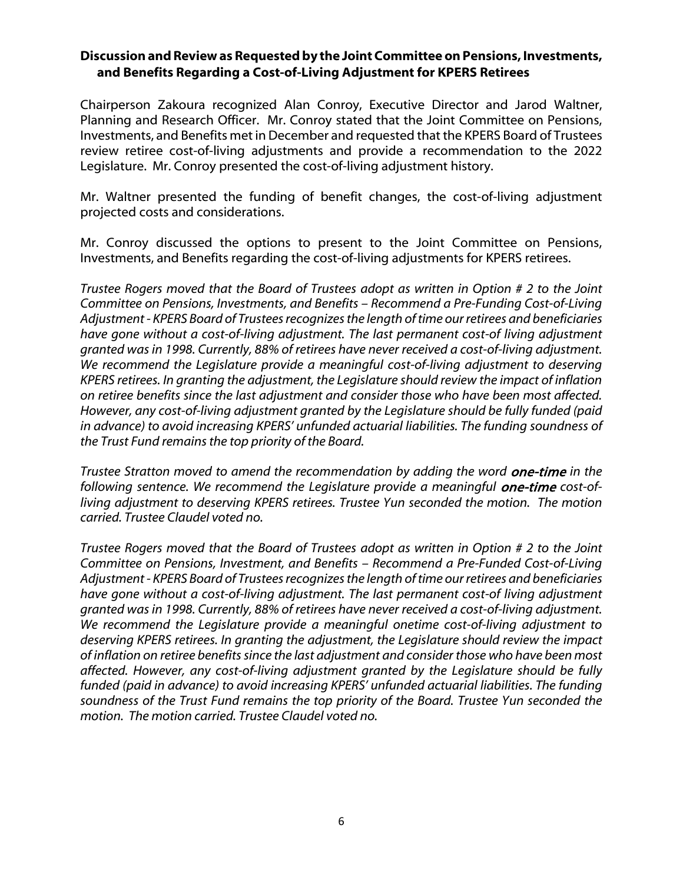**Discussion and Review as Requested by the Joint Committee on Pensions, Investments, and Benefits Regarding a Cost-of-Living Adjustment for KPERS Retirees**

Chairperson Zakoura recognized Alan Conroy, Executive Director and Jarod Waltner, Planning and Research Officer. Mr. Conroy stated that the Joint Committee on Pensions, Investments, and Benefits met in December and requested that the KPERS Board of Trustees review retiree cost-of-living adjustments and provide a recommendation to the 2022 Legislature. Mr. Conroy presented the cost-of-living adjustment history.

Mr. Waltner presented the funding of benefit changes, the cost-of-living adjustment projected costs and considerations.

Mr. Conroy discussed the options to present to the Joint Committee on Pensions, Investments, and Benefits regarding the cost-of-living adjustments for KPERS retirees.

*Trustee Rogers moved that the Board of Trustees adopt as written in Option # 2 to the Joint Committee on Pensions, Investments, and Benefits – Recommend a Pre-Funding Cost-of-Living Adjustment - KPERS Board of Trustees recognizes the length of time our retirees and beneficiaries have gone without a cost-of-living adjustment. The last permanent cost-of living adjustment granted was in 1998. Currently, 88% of retirees have never received a cost-of-living adjustment. We recommend the Legislature provide a meaningful cost-of-living adjustment to deserving KPERS retirees. In granting the adjustment, the Legislature should review the impact of inflation on retiree benefits since the last adjustment and consider those who have been most affected. However, any cost-of-living adjustment granted by the Legislature should be fully funded (paid in advance) to avoid increasing KPERS' unfunded actuarial liabilities. The funding soundness of the Trust Fund remains the top priority of the Board.*

*Trustee Stratton moved to amend the recommendation by adding the word* ***one-time*** *in the following sentence. We recommend the Legislature provide a meaningful* ***one-time*** *cost-of-living adjustment to deserving KPERS retirees. Trustee Yun seconded the motion. The motion carried. Trustee Claudel voted no.*

*Trustee Rogers moved that the Board of Trustees adopt as written in Option # 2 to the Joint Committee on Pensions, Investment, and Benefits – Recommend a Pre-Funded Cost-of-Living Adjustment - KPERS Board of Trustees recognizes the length of time our retirees and beneficiaries have gone without a cost-of-living adjustment. The last permanent cost-of living adjustment granted was in 1998. Currently, 88% of retirees have never received a cost-of-living adjustment. We recommend the Legislature provide a meaningful onetime cost-of-living adjustment to deserving KPERS retirees. In granting the adjustment, the Legislature should review the impact of inflation on retiree benefits since the last adjustment and consider those who have been most affected. However, any cost-of-living adjustment granted by the Legislature should be fully funded (paid in advance) to avoid increasing KPERS' unfunded actuarial liabilities. The funding soundness of the Trust Fund remains the top priority of the Board. Trustee Yun seconded the motion. The motion carried. Trustee Claudel voted no.*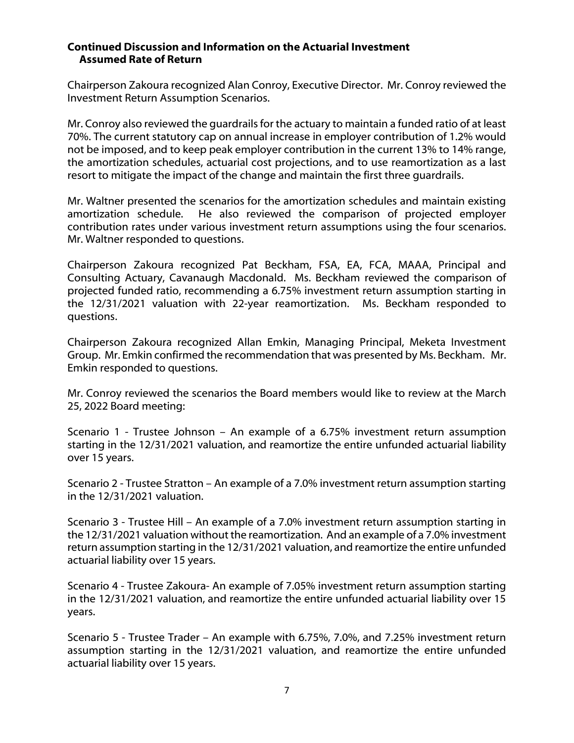**Continued Discussion and Information on the Actuarial Investment Assumed Rate of Return**

Chairperson Zakoura recognized Alan Conroy, Executive Director. Mr. Conroy reviewed the Investment Return Assumption Scenarios.

Mr. Conroy also reviewed the guardrails for the actuary to maintain a funded ratio of at least 70%. The current statutory cap on annual increase in employer contribution of 1.2% would not be imposed, and to keep peak employer contribution in the current 13% to 14% range, the amortization schedules, actuarial cost projections, and to use reamortization as a last resort to mitigate the impact of the change and maintain the first three guardrails.

Mr. Waltner presented the scenarios for the amortization schedules and maintain existing amortization schedule. He also reviewed the comparison of projected employer contribution rates under various investment return assumptions using the four scenarios. Mr. Waltner responded to questions.

Chairperson Zakoura recognized Pat Beckham, FSA, EA, FCA, MAAA, Principal and Consulting Actuary, Cavanaugh Macdonald. Ms. Beckham reviewed the comparison of projected funded ratio, recommending a 6.75% investment return assumption starting in the 12/31/2021 valuation with 22-year reamortization. Ms. Beckham responded to questions.

Chairperson Zakoura recognized Allan Emkin, Managing Principal, Meketa Investment Group. Mr. Emkin confirmed the recommendation that was presented by Ms. Beckham. Mr. Emkin responded to questions.

Mr. Conroy reviewed the scenarios the Board members would like to review at the March 25, 2022 Board meeting:

Scenario 1 - Trustee Johnson – An example of a 6.75% investment return assumption starting in the 12/31/2021 valuation, and reamortize the entire unfunded actuarial liability over 15 years.

Scenario 2 - Trustee Stratton – An example of a 7.0% investment return assumption starting in the 12/31/2021 valuation.

Scenario 3 - Trustee Hill – An example of a 7.0% investment return assumption starting in the 12/31/2021 valuation without the reamortization. And an example of a 7.0% investment return assumption starting in the 12/31/2021 valuation, and reamortize the entire unfunded actuarial liability over 15 years.

Scenario 4 - Trustee Zakoura- An example of 7.05% investment return assumption starting in the 12/31/2021 valuation, and reamortize the entire unfunded actuarial liability over 15 years.

Scenario 5 - Trustee Trader – An example with 6.75%, 7.0%, and 7.25% investment return assumption starting in the 12/31/2021 valuation, and reamortize the entire unfunded actuarial liability over 15 years.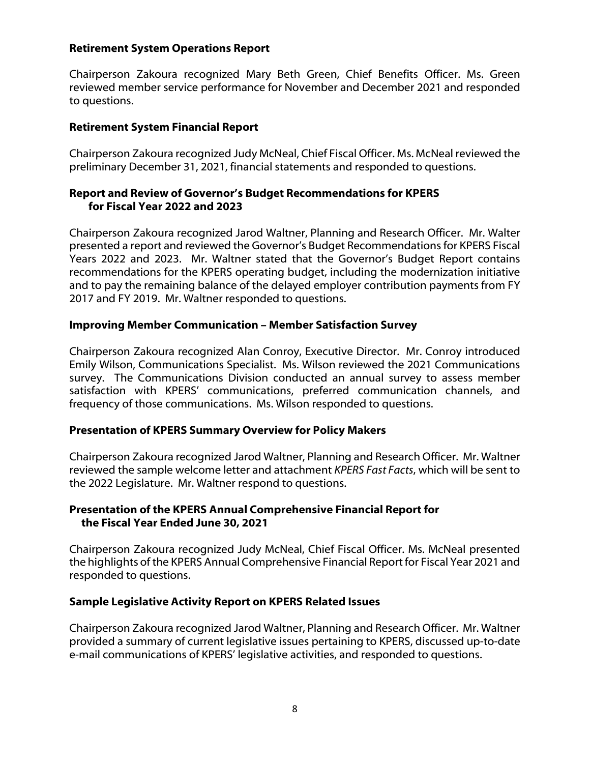**Retirement System Operations Report**

Chairperson Zakoura recognized Mary Beth Green, Chief Benefits Officer. Ms. Green reviewed member service performance for November and December 2021 and responded to questions.

**Retirement System Financial Report**

Chairperson Zakoura recognized Judy McNeal, Chief Fiscal Officer. Ms. McNeal reviewed the preliminary December 31, 2021, financial statements and responded to questions.

**Report and Review of Governor's Budget Recommendations for KPERS for Fiscal Year 2022 and 2023**

Chairperson Zakoura recognized Jarod Waltner, Planning and Research Officer. Mr. Walter presented a report and reviewed the Governor's Budget Recommendations for KPERS Fiscal Years 2022 and 2023. Mr. Waltner stated that the Governor's Budget Report contains recommendations for the KPERS operating budget, including the modernization initiative and to pay the remaining balance of the delayed employer contribution payments from FY 2017 and FY 2019. Mr. Waltner responded to questions.

**Improving Member Communication – Member Satisfaction Survey**

Chairperson Zakoura recognized Alan Conroy, Executive Director. Mr. Conroy introduced Emily Wilson, Communications Specialist. Ms. Wilson reviewed the 2021 Communications survey. The Communications Division conducted an annual survey to assess member satisfaction with KPERS' communications, preferred communication channels, and frequency of those communications. Ms. Wilson responded to questions.

**Presentation of KPERS Summary Overview for Policy Makers**

Chairperson Zakoura recognized Jarod Waltner, Planning and Research Officer. Mr. Waltner reviewed the sample welcome letter and attachment *KPERS Fast Facts*, which will be sent to the 2022 Legislature. Mr. Waltner respond to questions.

**Presentation of the KPERS Annual Comprehensive Financial Report for the Fiscal Year Ended June 30, 2021**

Chairperson Zakoura recognized Judy McNeal, Chief Fiscal Officer. Ms. McNeal presented the highlights of the KPERS Annual Comprehensive Financial Report for Fiscal Year 2021 and responded to questions.

**Sample Legislative Activity Report on KPERS Related Issues**

Chairperson Zakoura recognized Jarod Waltner, Planning and Research Officer. Mr. Waltner provided a summary of current legislative issues pertaining to KPERS, discussed up-to-date e-mail communications of KPERS' legislative activities, and responded to questions.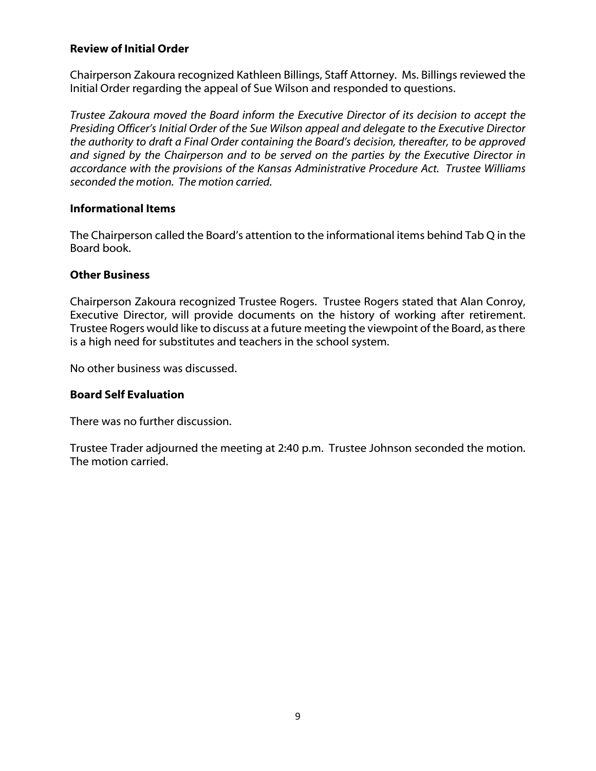**Review of Initial Order**

Chairperson Zakoura recognized Kathleen Billings, Staff Attorney. Ms. Billings reviewed the Initial Order regarding the appeal of Sue Wilson and responded to questions.

*Trustee Zakoura moved the Board inform the Executive Director of its decision to accept the Presiding Officer's Initial Order of the Sue Wilson appeal and delegate to the Executive Director the authority to draft a Final Order containing the Board's decision, thereafter, to be approved and signed by the Chairperson and to be served on the parties by the Executive Director in accordance with the provisions of the Kansas Administrative Procedure Act. Trustee Williams seconded the motion. The motion carried.*

**Informational Items**

The Chairperson called the Board's attention to the informational items behind Tab Q in the Board book.

**Other Business**

Chairperson Zakoura recognized Trustee Rogers. Trustee Rogers stated that Alan Conroy, Executive Director, will provide documents on the history of working after retirement. Trustee Rogers would like to discuss at a future meeting the viewpoint of the Board, as there is a high need for substitutes and teachers in the school system.

No other business was discussed.

**Board Self Evaluation**

There was no further discussion.

Trustee Trader adjourned the meeting at 2:40 p.m. Trustee Johnson seconded the motion. The motion carried.